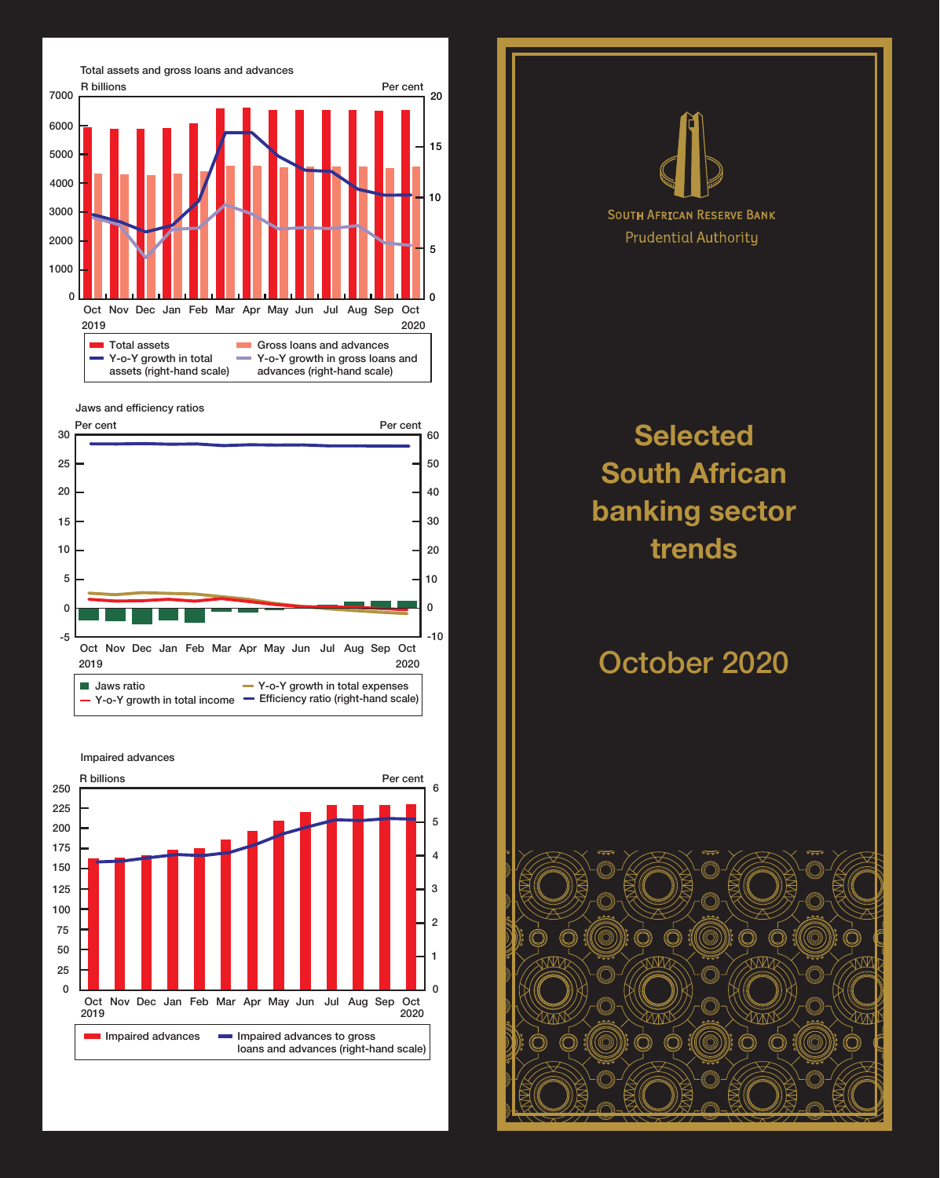Total assets and gross loans and advances

R billions | Per cent

Legend: Total assets; Gross loans and advances; Y-o-Y growth in total assets (right-hand scale); Y-o-Y growth in gross loans and advances (right-hand scale)

Jaws and efficiency ratios

Per cent | Per cent

Legend: Jaws ratio; Y-o-Y growth in total expenses; Y-o-Y growth in total income; Efficiency ratio (right-hand scale)

Impaired advances

R billions | Per cent

Legend: Impaired advances; Impaired advances to gross loans and advances (right-hand scale)

South African Reserve Bank

Prudential Authority

# Selected South African banking sector trends

## October 2020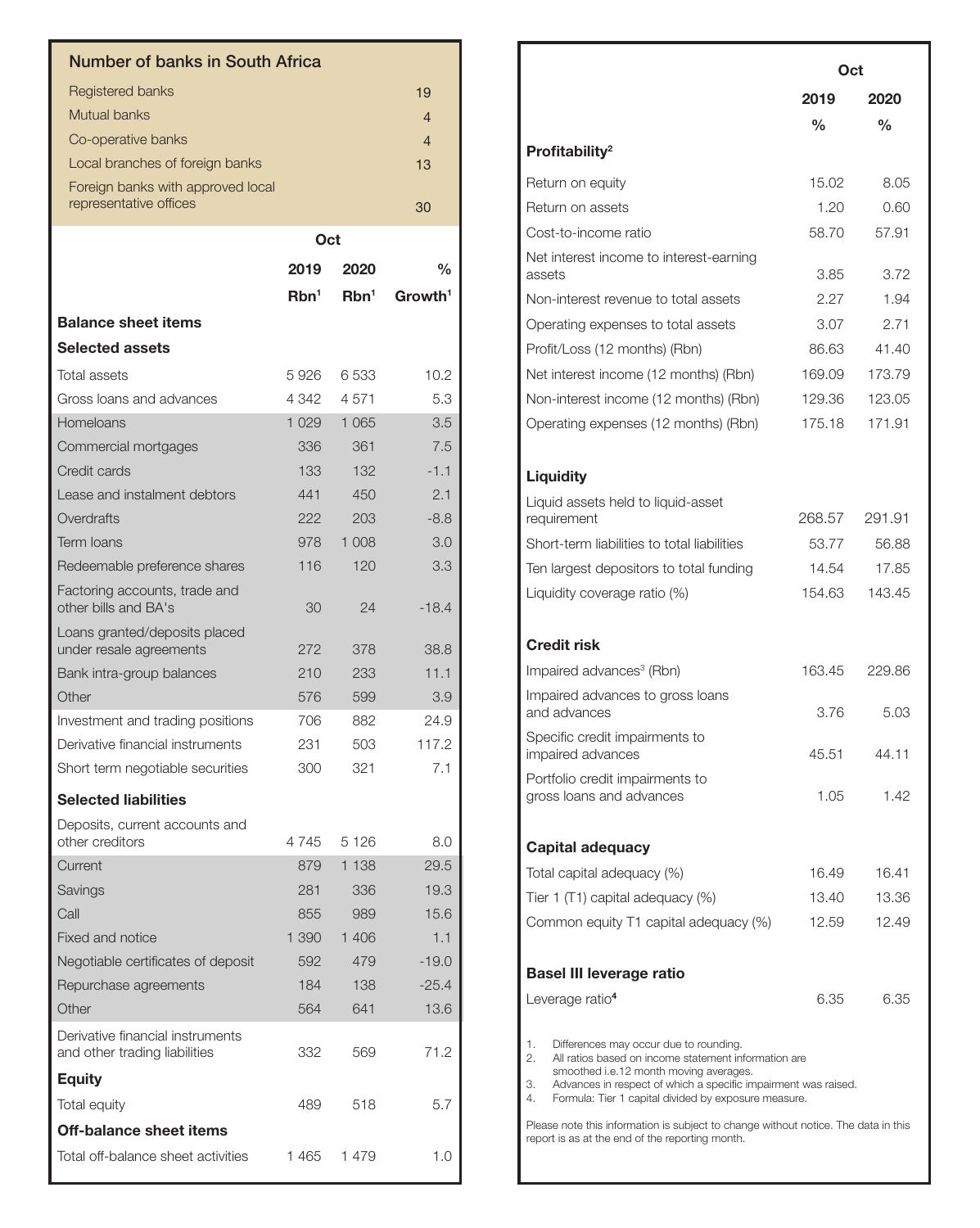| Number of banks in South Africa | |
|---|---|
| Registered banks | 19 |
| Mutual banks | 4 |
| Co-operative banks | 4 |
| Local branches of foreign banks | 13 |
| Foreign banks with approved local representative offices | 30 |

| | Oct | | |
|---|---|---|---|
| | 2019 | 2020 | % |
| | Rbn[1] | Rbn[1] | Growth[1] |
| **Balance sheet items** | | | |
| **Selected assets** | | | |
| Total assets | 5 926 | 6 533 | 10.2 |
| Gross loans and advances | 4 342 | 4 571 | 5.3 |
| Homeloans | 1 029 | 1 065 | 3.5 |
| Commercial mortgages | 336 | 361 | 7.5 |
| Credit cards | 133 | 132 | -1.1 |
| Lease and instalment debtors | 441 | 450 | 2.1 |
| Overdrafts | 222 | 203 | -8.8 |
| Term loans | 978 | 1 008 | 3.0 |
| Redeemable preference shares | 116 | 120 | 3.3 |
| Factoring accounts, trade and other bills and BA's | 30 | 24 | -18.4 |
| Loans granted/deposits placed under resale agreements | 272 | 378 | 38.8 |
| Bank intra-group balances | 210 | 233 | 11.1 |
| Other | 576 | 599 | 3.9 |
| Investment and trading positions | 706 | 882 | 24.9 |
| Derivative financial instruments | 231 | 503 | 117.2 |
| Short term negotiable securities | 300 | 321 | 7.1 |
| **Selected liabilities** | | | |
| Deposits, current accounts and other creditors | 4 745 | 5 126 | 8.0 |
| Current | 879 | 1 138 | 29.5 |
| Savings | 281 | 336 | 19.3 |
| Call | 855 | 989 | 15.6 |
| Fixed and notice | 1 390 | 1 406 | 1.1 |
| Negotiable certificates of deposit | 592 | 479 | -19.0 |
| Repurchase agreements | 184 | 138 | -25.4 |
| Other | 564 | 641 | 13.6 |
| Derivative financial instruments and other trading liabilities | 332 | 569 | 71.2 |
| **Equity** | | | |
| Total equity | 489 | 518 | 5.7 |
| **Off-balance sheet items** | | | |
| Total off-balance sheet activities | 1 465 | 1 479 | 1.0 |

| | Oct | |
|---|---|---|
| | 2019 | 2020 |
| | % | % |
| **Profitability[2]** | | |
| Return on equity | 15.02 | 8.05 |
| Return on assets | 1.20 | 0.60 |
| Cost-to-income ratio | 58.70 | 57.91 |
| Net interest income to interest-earning assets | 3.85 | 3.72 |
| Non-interest revenue to total assets | 2.27 | 1.94 |
| Operating expenses to total assets | 3.07 | 2.71 |
| Profit/Loss (12 months) (Rbn) | 86.63 | 41.40 |
| Net interest income (12 months) (Rbn) | 169.09 | 173.79 |
| Non-interest income (12 months) (Rbn) | 129.36 | 123.05 |
| Operating expenses (12 months) (Rbn) | 175.18 | 171.91 |
| **Liquidity** | | |
| Liquid assets held to liquid-asset requirement | 268.57 | 291.91 |
| Short-term liabilities to total liabilities | 53.77 | 56.88 |
| Ten largest depositors to total funding | 14.54 | 17.85 |
| Liquidity coverage ratio (%) | 154.63 | 143.45 |
| **Credit risk** | | |
| Impaired advances[3] (Rbn) | 163.45 | 229.86 |
| Impaired advances to gross loans and advances | 3.76 | 5.03 |
| Specific credit impairments to impaired advances | 45.51 | 44.11 |
| Portfolio credit impairments to gross loans and advances | 1.05 | 1.42 |
| **Capital adequacy** | | |
| Total capital adequacy (%) | 16.49 | 16.41 |
| Tier 1 (T1) capital adequacy (%) | 13.40 | 13.36 |
| Common equity T1 capital adequacy (%) | 12.59 | 12.49 |
| **Basel III leverage ratio** | | |
| Leverage ratio[4] | 6.35 | 6.35 |

1. Differences may occur due to rounding.
2. All ratios based on income statement information are smoothed i.e.12 month moving averages.
3. Advances in respect of which a specific impairment was raised.
4. Formula: Tier 1 capital divided by exposure measure.

Please note this information is subject to change without notice. The data in this report is as at the end of the reporting month.